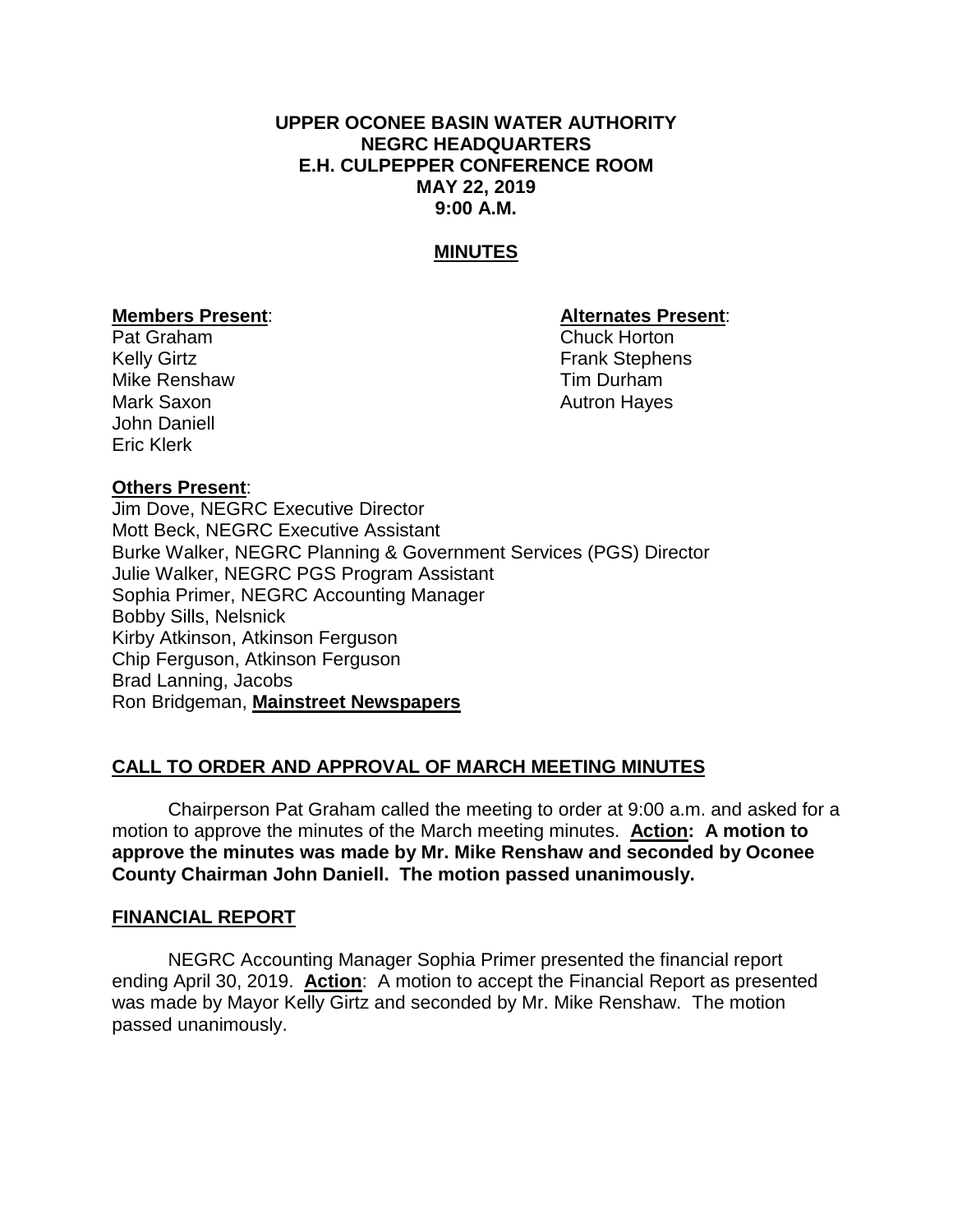**UPPER OCONEE BASIN WATER AUTHORITY**
**NEGRC HEADQUARTERS**
**E.H. CULPEPPER CONFERENCE ROOM**
**MAY 22, 2019**
**9:00 A.M.**

## MINUTES

**Members Present**:
Pat Graham
Kelly Girtz
Mike Renshaw
Mark Saxon
John Daniell
Eric Klerk

**Alternates Present**:
Chuck Horton
Frank Stephens
Tim Durham
Autron Hayes

**Others Present**:
Jim Dove, NEGRC Executive Director
Mott Beck, NEGRC Executive Assistant
Burke Walker, NEGRC Planning & Government Services (PGS) Director
Julie Walker, NEGRC PGS Program Assistant
Sophia Primer, NEGRC Accounting Manager
Bobby Sills, Nelsnick
Kirby Atkinson, Atkinson Ferguson
Chip Ferguson, Atkinson Ferguson
Brad Lanning, Jacobs
Ron Bridgeman, **Mainstreet Newspapers**

### CALL TO ORDER AND APPROVAL OF MARCH MEETING MINUTES

Chairperson Pat Graham called the meeting to order at 9:00 a.m. and asked for a motion to approve the minutes of the March meeting minutes. **Action: A motion to approve the minutes was made by Mr. Mike Renshaw and seconded by Oconee County Chairman John Daniell. The motion passed unanimously.**

### FINANCIAL REPORT

NEGRC Accounting Manager Sophia Primer presented the financial report ending April 30, 2019. **Action**: A motion to accept the Financial Report as presented was made by Mayor Kelly Girtz and seconded by Mr. Mike Renshaw. The motion passed unanimously.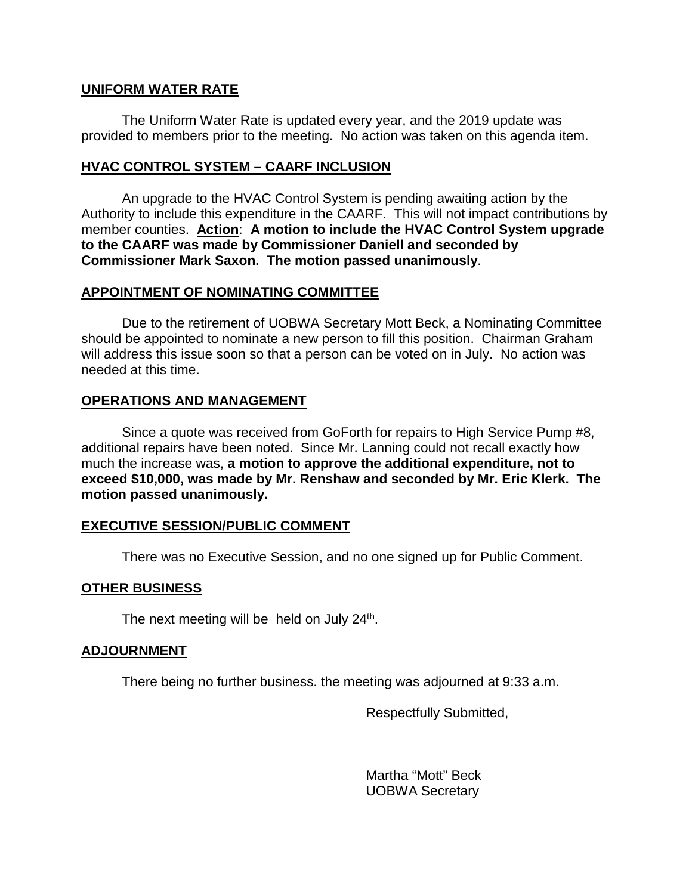## UNIFORM WATER RATE

The Uniform Water Rate is updated every year, and the 2019 update was provided to members prior to the meeting. No action was taken on this agenda item.

## HVAC CONTROL SYSTEM – CAARF INCLUSION

An upgrade to the HVAC Control System is pending awaiting action by the Authority to include this expenditure in the CAARF. This will not impact contributions by member counties. **Action**: **A motion to include the HVAC Control System upgrade to the CAARF was made by Commissioner Daniell and seconded by Commissioner Mark Saxon. The motion passed unanimously**.

## APPOINTMENT OF NOMINATING COMMITTEE

Due to the retirement of UOBWA Secretary Mott Beck, a Nominating Committee should be appointed to nominate a new person to fill this position. Chairman Graham will address this issue soon so that a person can be voted on in July. No action was needed at this time.

## OPERATIONS AND MANAGEMENT

Since a quote was received from GoForth for repairs to High Service Pump #8, additional repairs have been noted. Since Mr. Lanning could not recall exactly how much the increase was, **a motion to approve the additional expenditure, not to exceed $10,000, was made by Mr. Renshaw and seconded by Mr. Eric Klerk. The motion passed unanimously.**

## EXECUTIVE SESSION/PUBLIC COMMENT

There was no Executive Session, and no one signed up for Public Comment.

## OTHER BUSINESS

The next meeting will be held on July 24th.

## ADJOURNMENT

There being no further business. the meeting was adjourned at 9:33 a.m.

Respectfully Submitted,

Martha "Mott" Beck
UOBWA Secretary